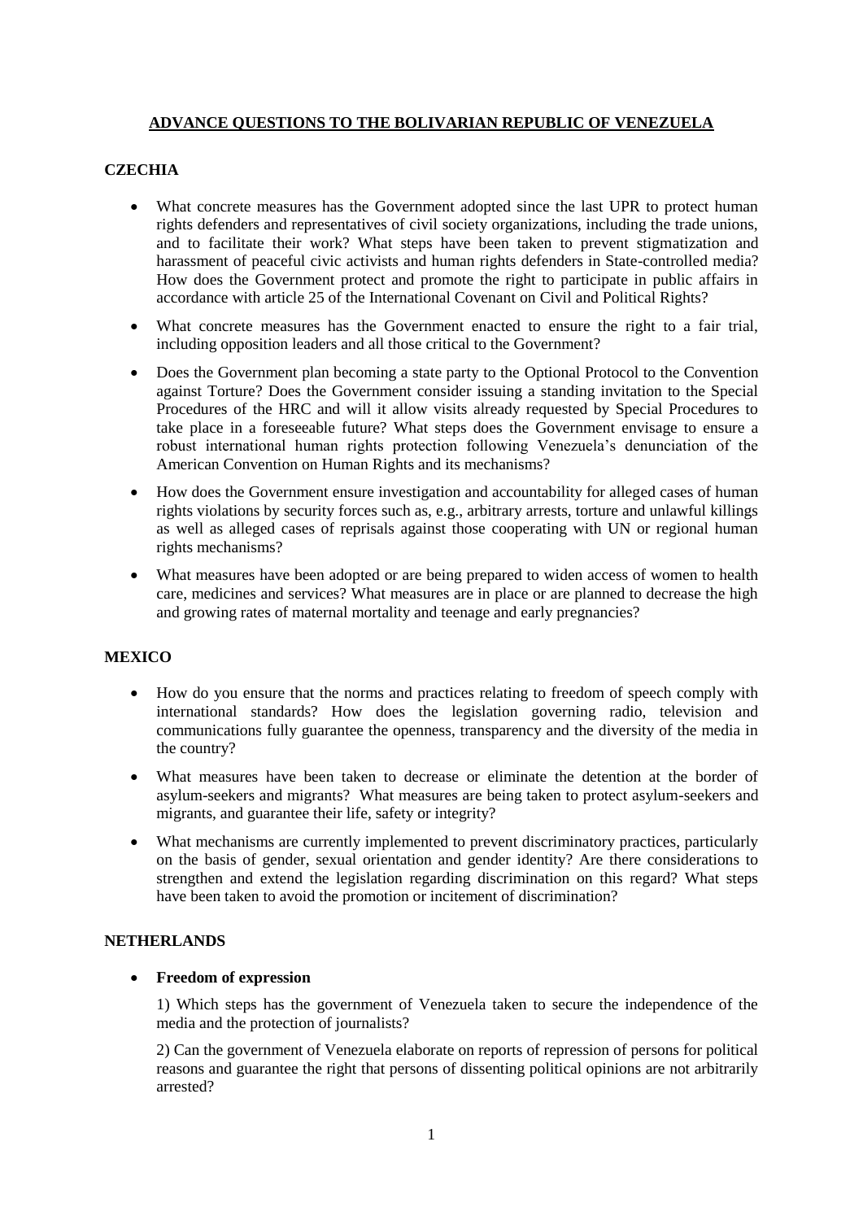# ADVANCE QUESTIONS TO THE BOLIVARIAN REPUBLIC OF VENEZUELA

## CZECHIA

- What concrete measures has the Government adopted since the last UPR to protect human rights defenders and representatives of civil society organizations, including the trade unions, and to facilitate their work? What steps have been taken to prevent stigmatization and harassment of peaceful civic activists and human rights defenders in State-controlled media? How does the Government protect and promote the right to participate in public affairs in accordance with article 25 of the International Covenant on Civil and Political Rights?
- What concrete measures has the Government enacted to ensure the right to a fair trial, including opposition leaders and all those critical to the Government?
- Does the Government plan becoming a state party to the Optional Protocol to the Convention against Torture? Does the Government consider issuing a standing invitation to the Special Procedures of the HRC and will it allow visits already requested by Special Procedures to take place in a foreseeable future? What steps does the Government envisage to ensure a robust international human rights protection following Venezuela's denunciation of the American Convention on Human Rights and its mechanisms?
- How does the Government ensure investigation and accountability for alleged cases of human rights violations by security forces such as, e.g., arbitrary arrests, torture and unlawful killings as well as alleged cases of reprisals against those cooperating with UN or regional human rights mechanisms?
- What measures have been adopted or are being prepared to widen access of women to health care, medicines and services? What measures are in place or are planned to decrease the high and growing rates of maternal mortality and teenage and early pregnancies?

## MEXICO

- How do you ensure that the norms and practices relating to freedom of speech comply with international standards? How does the legislation governing radio, television and communications fully guarantee the openness, transparency and the diversity of the media in the country?
- What measures have been taken to decrease or eliminate the detention at the border of asylum-seekers and migrants? What measures are being taken to protect asylum-seekers and migrants, and guarantee their life, safety or integrity?
- What mechanisms are currently implemented to prevent discriminatory practices, particularly on the basis of gender, sexual orientation and gender identity? Are there considerations to strengthen and extend the legislation regarding discrimination on this regard? What steps have been taken to avoid the promotion or incitement of discrimination?

## NETHERLANDS

- **Freedom of expression**

  1) Which steps has the government of Venezuela taken to secure the independence of the media and the protection of journalists?

  2) Can the government of Venezuela elaborate on reports of repression of persons for political reasons and guarantee the right that persons of dissenting political opinions are not arbitrarily arrested?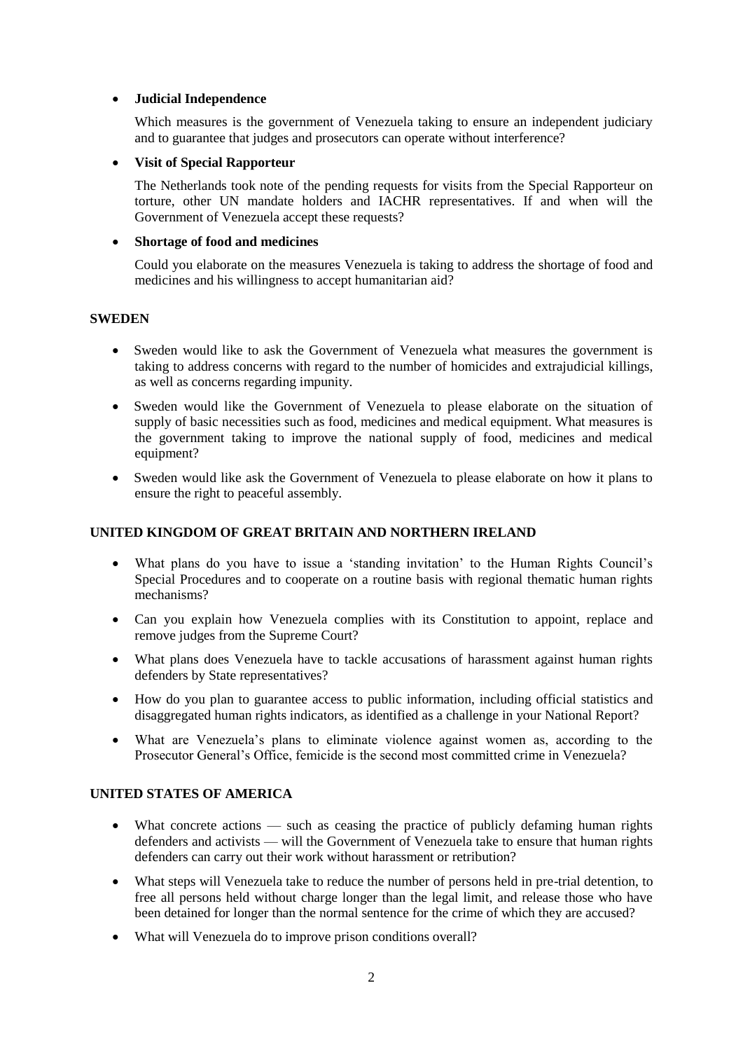- **Judicial Independence**

  Which measures is the government of Venezuela taking to ensure an independent judiciary and to guarantee that judges and prosecutors can operate without interference?

- **Visit of Special Rapporteur**

  The Netherlands took note of the pending requests for visits from the Special Rapporteur on torture, other UN mandate holders and IACHR representatives. If and when will the Government of Venezuela accept these requests?

- **Shortage of food and medicines**

  Could you elaborate on the measures Venezuela is taking to address the shortage of food and medicines and his willingness to accept humanitarian aid?

**SWEDEN**

- Sweden would like to ask the Government of Venezuela what measures the government is taking to address concerns with regard to the number of homicides and extrajudicial killings, as well as concerns regarding impunity.
- Sweden would like the Government of Venezuela to please elaborate on the situation of supply of basic necessities such as food, medicines and medical equipment. What measures is the government taking to improve the national supply of food, medicines and medical equipment?
- Sweden would like ask the Government of Venezuela to please elaborate on how it plans to ensure the right to peaceful assembly.

**UNITED KINGDOM OF GREAT BRITAIN AND NORTHERN IRELAND**

- What plans do you have to issue a 'standing invitation' to the Human Rights Council's Special Procedures and to cooperate on a routine basis with regional thematic human rights mechanisms?
- Can you explain how Venezuela complies with its Constitution to appoint, replace and remove judges from the Supreme Court?
- What plans does Venezuela have to tackle accusations of harassment against human rights defenders by State representatives?
- How do you plan to guarantee access to public information, including official statistics and disaggregated human rights indicators, as identified as a challenge in your National Report?
- What are Venezuela's plans to eliminate violence against women as, according to the Prosecutor General's Office, femicide is the second most committed crime in Venezuela?

**UNITED STATES OF AMERICA**

- What concrete actions — such as ceasing the practice of publicly defaming human rights defenders and activists — will the Government of Venezuela take to ensure that human rights defenders can carry out their work without harassment or retribution?
- What steps will Venezuela take to reduce the number of persons held in pre-trial detention, to free all persons held without charge longer than the legal limit, and release those who have been detained for longer than the normal sentence for the crime of which they are accused?
- What will Venezuela do to improve prison conditions overall?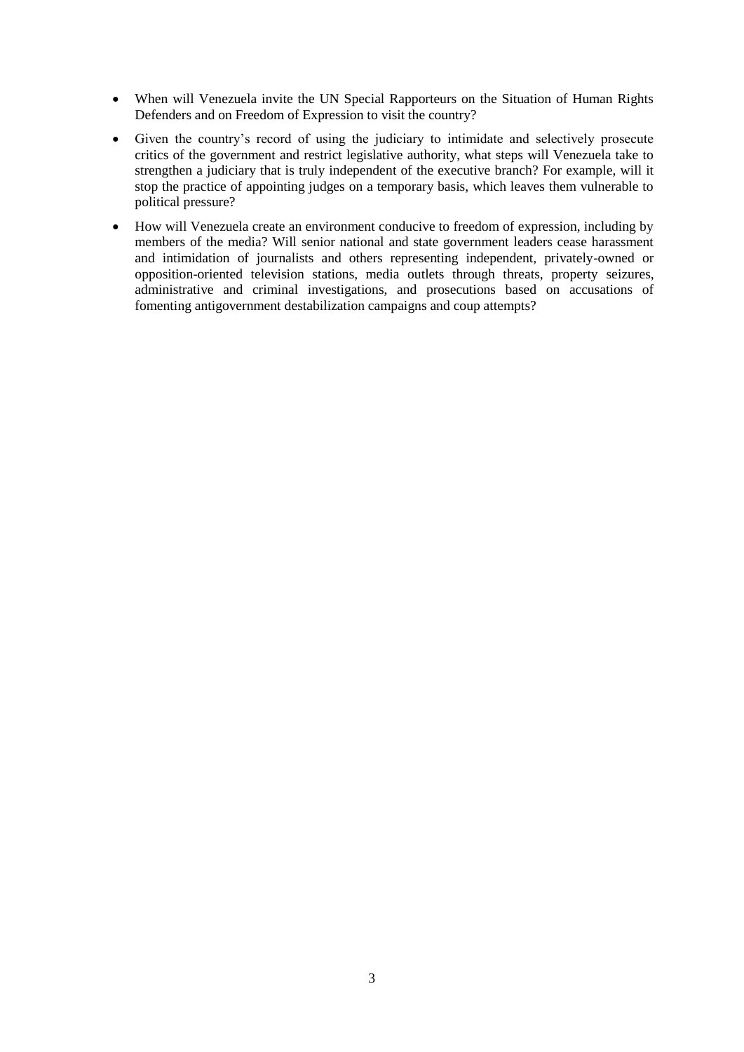- When will Venezuela invite the UN Special Rapporteurs on the Situation of Human Rights Defenders and on Freedom of Expression to visit the country?
- Given the country's record of using the judiciary to intimidate and selectively prosecute critics of the government and restrict legislative authority, what steps will Venezuela take to strengthen a judiciary that is truly independent of the executive branch? For example, will it stop the practice of appointing judges on a temporary basis, which leaves them vulnerable to political pressure?
- How will Venezuela create an environment conducive to freedom of expression, including by members of the media? Will senior national and state government leaders cease harassment and intimidation of journalists and others representing independent, privately-owned or opposition-oriented television stations, media outlets through threats, property seizures, administrative and criminal investigations, and prosecutions based on accusations of fomenting antigovernment destabilization campaigns and coup attempts?